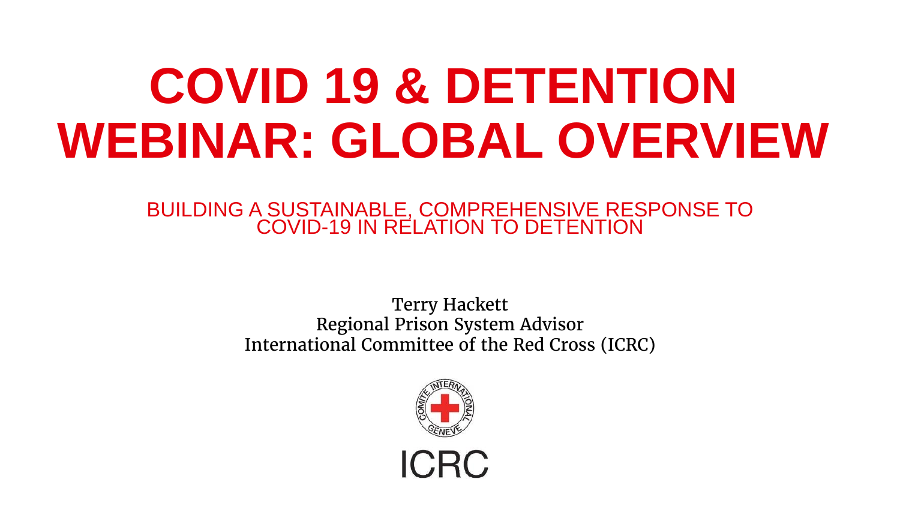# COVID 19 & DETENTION WEBINAR: GLOBAL OVERVIEW

## BUILDING A SUSTAINABLE, COMPREHENSIVE RESPONSE TO COVID-19 IN RELATION TO DETENTION

Terry Hackett
Regional Prison System Advisor
International Committee of the Red Cross (ICRC)

COMITE INTERNATIONAL GENEVE

ICRC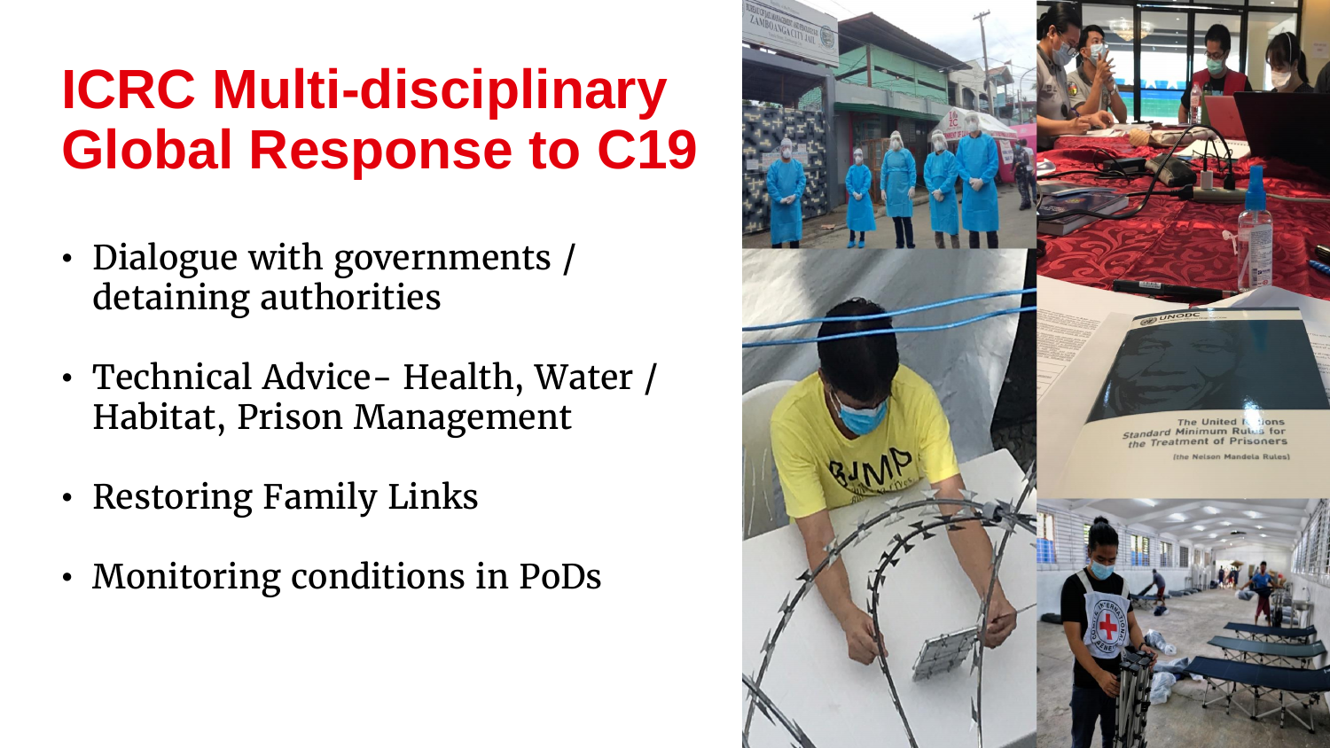# ICRC Multi-disciplinary Global Response to C19

- Dialogue with governments / detaining authorities
- Technical Advice- Health, Water / Habitat, Prison Management
- Restoring Family Links
- Monitoring conditions in PoDs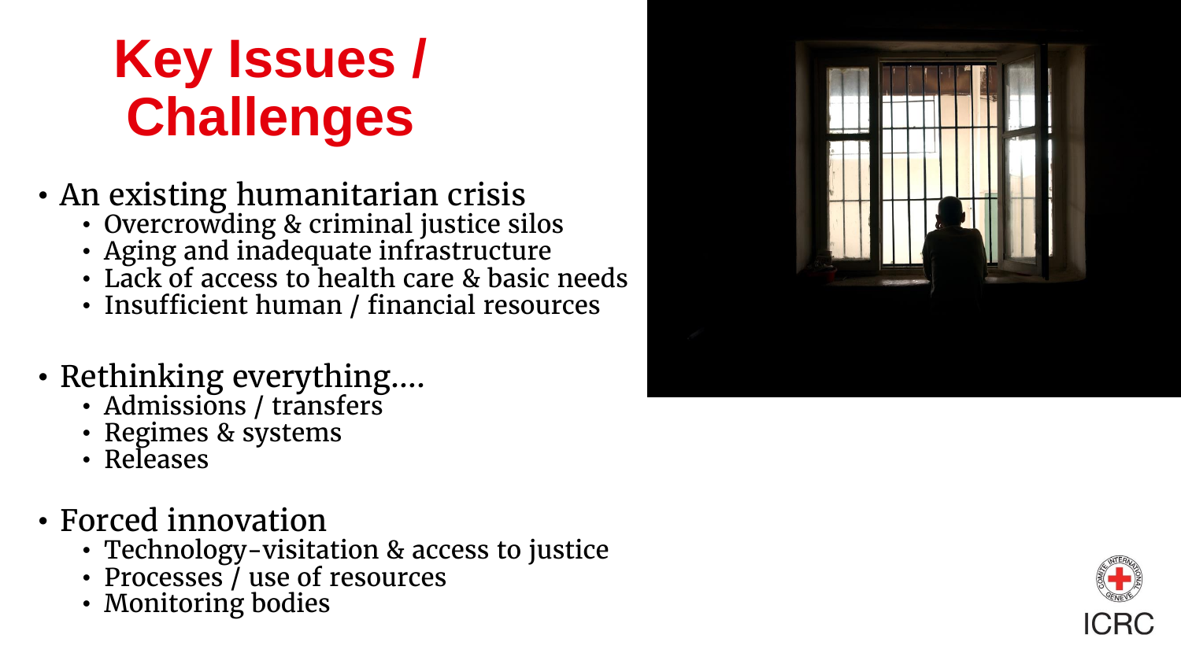# Key Issues / Challenges

- An existing humanitarian crisis
  - Overcrowding & criminal justice silos
  - Aging and inadequate infrastructure
  - Lack of access to health care & basic needs
  - Insufficient human / financial resources

- Rethinking everything….
  - Admissions / transfers
  - Regimes & systems
  - Releases

- Forced innovation
  - Technology-visitation & access to justice
  - Processes / use of resources
  - Monitoring bodies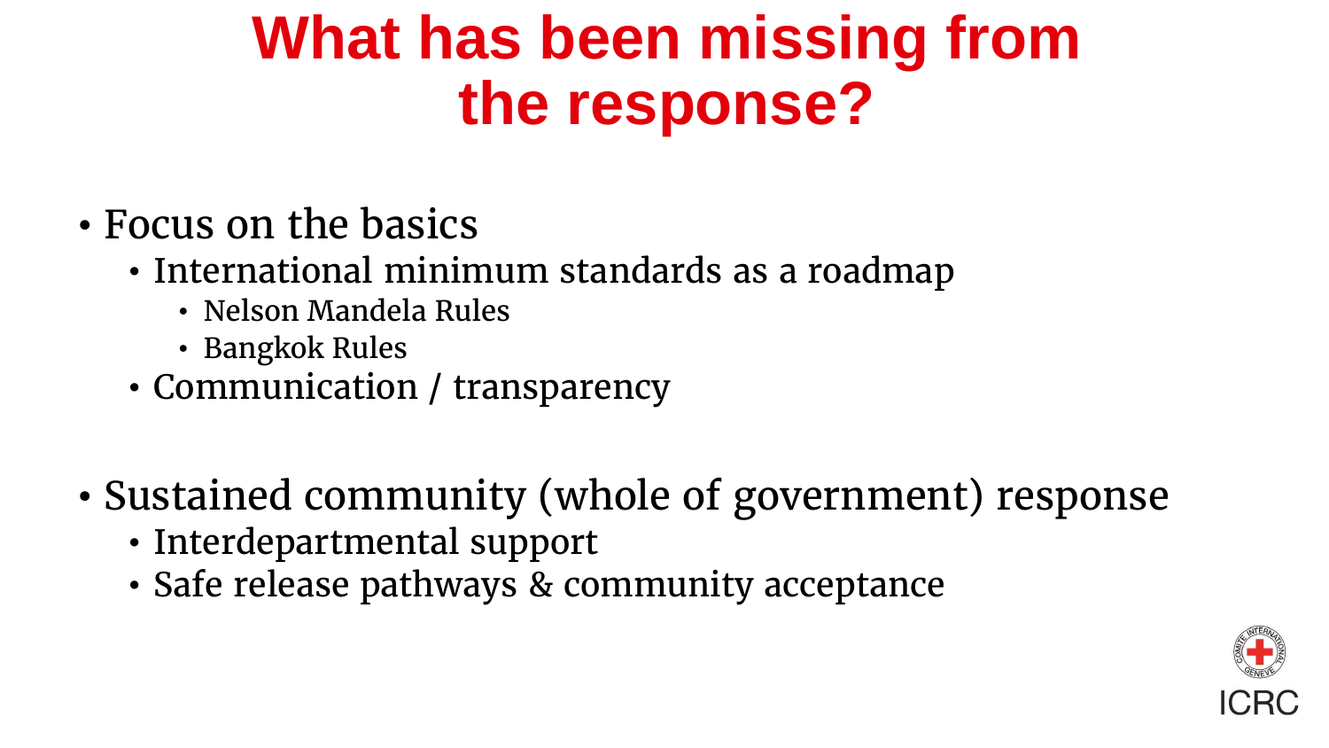# What has been missing from the response?

- Focus on the basics
  - International minimum standards as a roadmap
    - Nelson Mandela Rules
    - Bangkok Rules
  - Communication / transparency

- Sustained community (whole of government) response
  - Interdepartmental support
  - Safe release pathways & community acceptance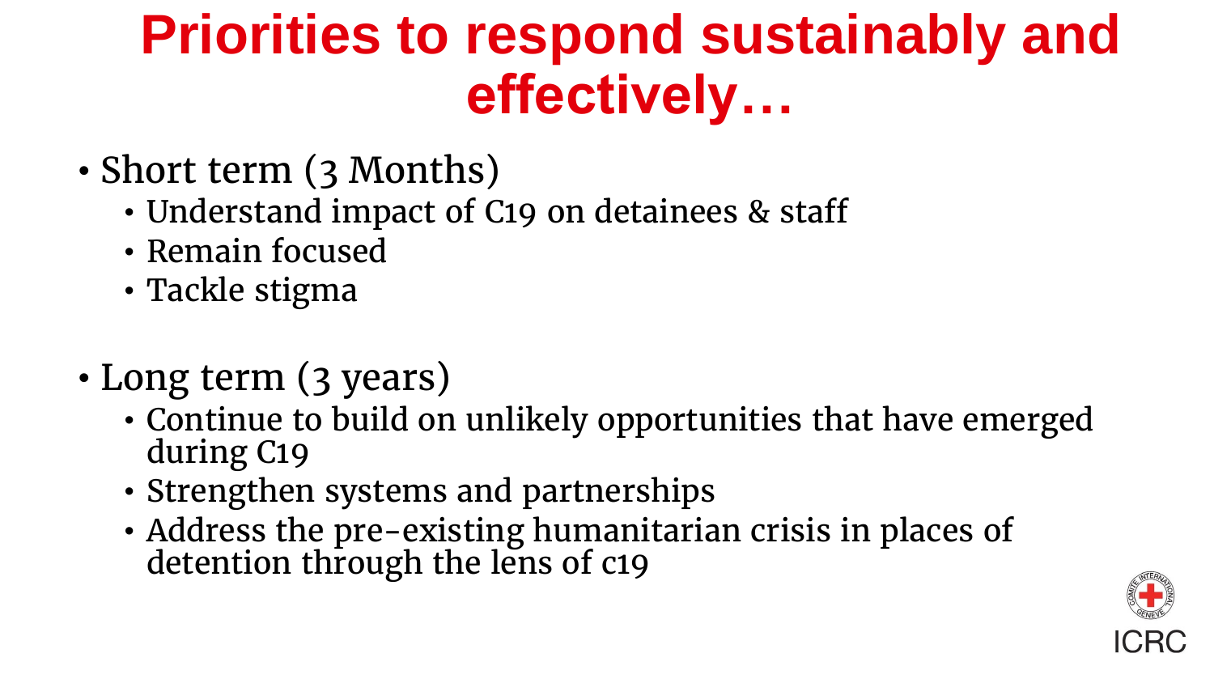# Priorities to respond sustainably and effectively…

- Short term (3 Months)
  - Understand impact of C19 on detainees & staff
  - Remain focused
  - Tackle stigma

- Long term (3 years)
  - Continue to build on unlikely opportunities that have emerged during C19
  - Strengthen systems and partnerships
  - Address the pre-existing humanitarian crisis in places of detention through the lens of c19

ICRC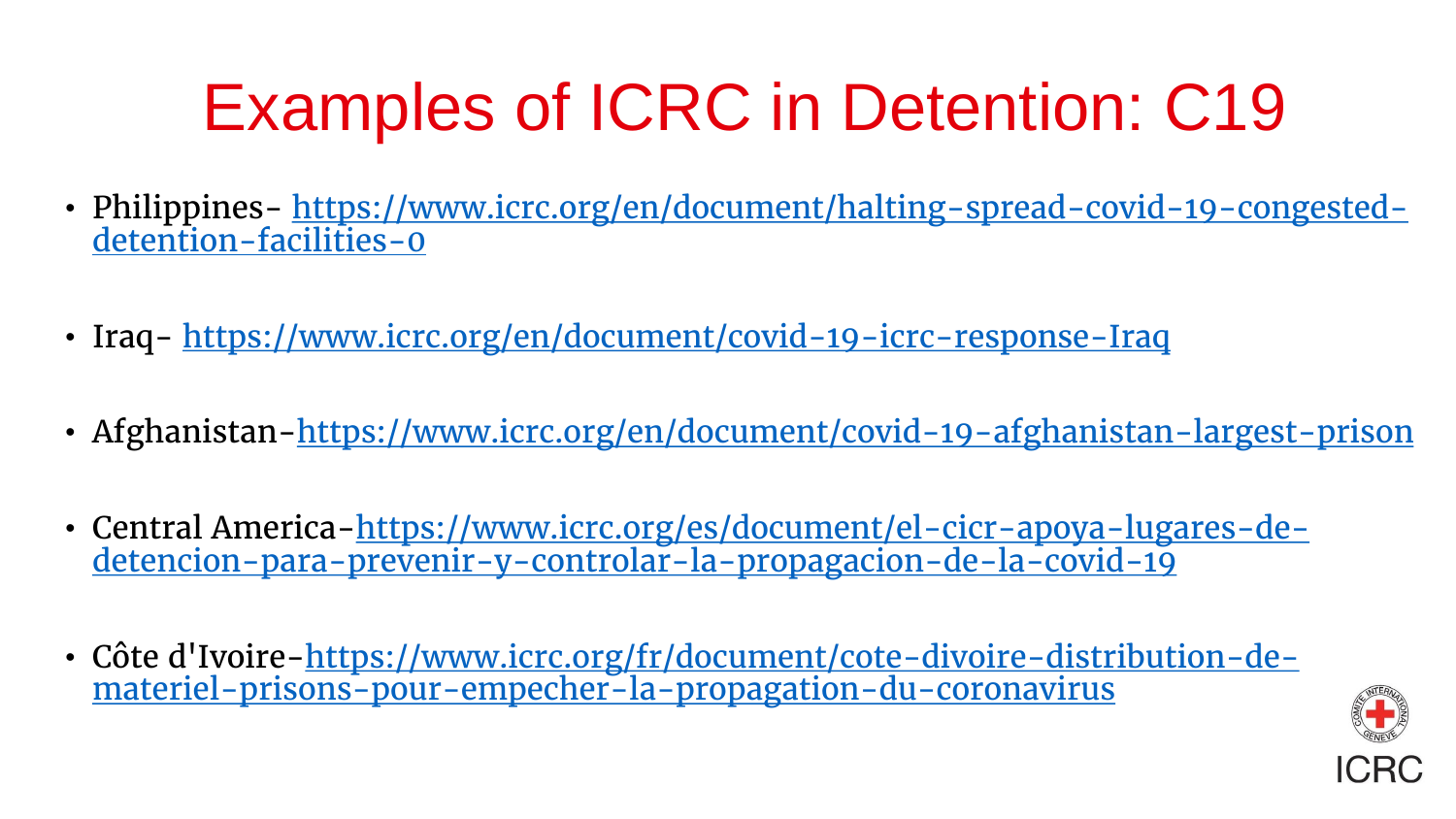# Examples of ICRC in Detention: C19

- Philippines- https://www.icrc.org/en/document/halting-spread-covid-19-congested-detention-facilities-0
- Iraq- https://www.icrc.org/en/document/covid-19-icrc-response-Iraq
- Afghanistan-https://www.icrc.org/en/document/covid-19-afghanistan-largest-prison
- Central America-https://www.icrc.org/es/document/el-cicr-apoya-lugares-de-detencion-para-prevenir-y-controlar-la-propagacion-de-la-covid-19
- Côte d'Ivoire-https://www.icrc.org/fr/document/cote-divoire-distribution-de-materiel-prisons-pour-empecher-la-propagation-du-coronavirus

ICRC